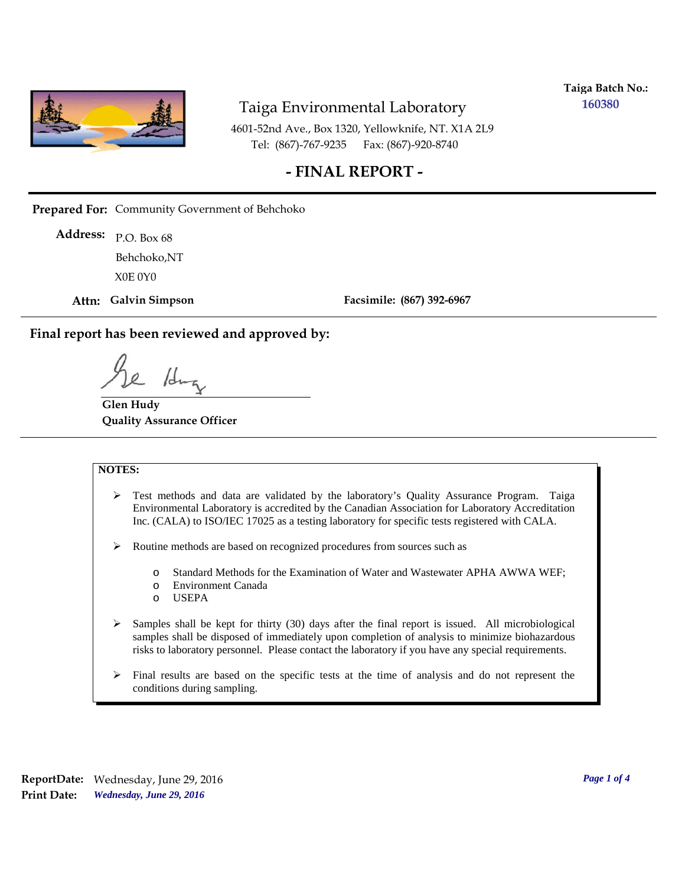**Taiga Batch No.:**
**160380**

# Taiga Environmental Laboratory

4601-52nd Ave., Box 1320, Yellowknife, NT. X1A 2L9
Tel: (867)-767-9235 Fax: (867)-920-8740

## - FINAL REPORT -

**Prepared For:** Community Government of Behchoko

**Address:** P.O. Box 68
Behchoko,NT
X0E 0Y0

**Attn: Galvin Simpson** **Facsimile: (867) 392-6967**

**Final report has been reviewed and approved by:**

**Glen Hudy**
**Quality Assurance Officer**

**NOTES:**

- Test methods and data are validated by the laboratory's Quality Assurance Program. Taiga Environmental Laboratory is accredited by the Canadian Association for Laboratory Accreditation Inc. (CALA) to ISO/IEC 17025 as a testing laboratory for specific tests registered with CALA.
- Routine methods are based on recognized procedures from sources such as
  - Standard Methods for the Examination of Water and Wastewater APHA AWWA WEF;
  - Environment Canada
  - USEPA
- Samples shall be kept for thirty (30) days after the final report is issued. All microbiological samples shall be disposed of immediately upon completion of analysis to minimize biohazardous risks to laboratory personnel. Please contact the laboratory if you have any special requirements.
- Final results are based on the specific tests at the time of analysis and do not represent the conditions during sampling.

**ReportDate:** Wednesday, June 29, 2016
**Print Date:** *Wednesday, June 29, 2016*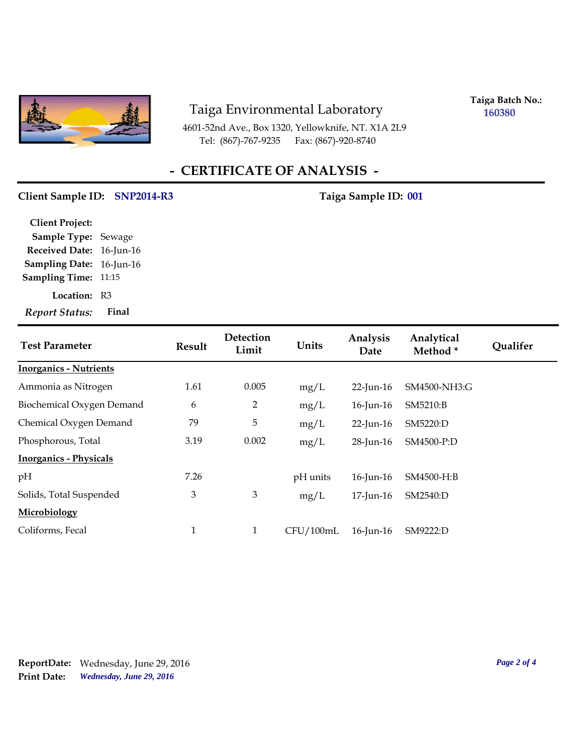# Taiga Environmental Laboratory

4601-52nd Ave., Box 1320, Yellowknife, NT. X1A 2L9
Tel: (867)-767-9235 Fax: (867)-920-8740

**Taiga Batch No.:** **160380**

## - CERTIFICATE OF ANALYSIS -

**Client Sample ID:** **SNP2014-R3** **Taiga Sample ID:** **001**

**Client Project:**
**Sample Type:** Sewage
**Received Date:** 16-Jun-16
**Sampling Date:** 16-Jun-16
**Sampling Time:** 11:15
**Location:** R3
***Report Status:*** **Final**

| Test Parameter | Result | Detection Limit | Units | Analysis Date | Analytical Method * | Qualifer |
|---|---|---|---|---|---|---|
| **Inorganics - Nutrients** | | | | | | |
| Ammonia as Nitrogen | 1.61 | 0.005 | mg/L | 22-Jun-16 | SM4500-NH3:G | |
| Biochemical Oxygen Demand | 6 | 2 | mg/L | 16-Jun-16 | SM5210:B | |
| Chemical Oxygen Demand | 79 | 5 | mg/L | 22-Jun-16 | SM5220:D | |
| Phosphorous, Total | 3.19 | 0.002 | mg/L | 28-Jun-16 | SM4500-P:D | |
| **Inorganics - Physicals** | | | | | | |
| pH | 7.26 | | pH units | 16-Jun-16 | SM4500-H:B | |
| Solids, Total Suspended | 3 | 3 | mg/L | 17-Jun-16 | SM2540:D | |
| **Microbiology** | | | | | | |
| Coliforms, Fecal | 1 | 1 | CFU/100mL | 16-Jun-16 | SM9222:D | |

**ReportDate:** Wednesday, June 29, 2016
**Print Date:** ***Wednesday, June 29, 2016***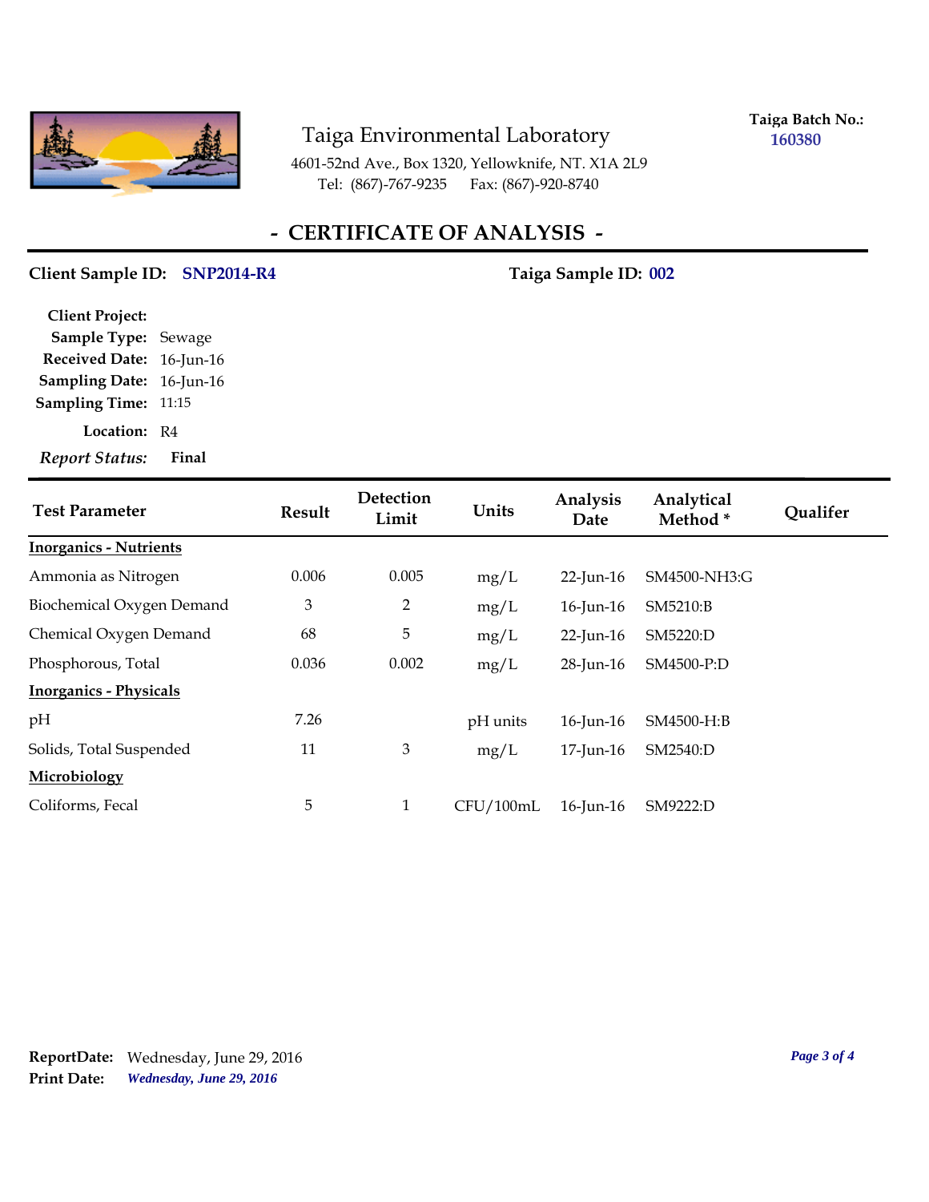# Taiga Environmental Laboratory

4601-52nd Ave., Box 1320, Yellowknife, NT. X1A 2L9
Tel: (867)-767-9235 Fax: (867)-920-8740

**Taiga Batch No.:** 160380

## - CERTIFICATE OF ANALYSIS -

**Client Sample ID:** SNP2014-R4 **Taiga Sample ID:** 002

**Client Project:**
**Sample Type:** Sewage
**Received Date:** 16-Jun-16
**Sampling Date:** 16-Jun-16
**Sampling Time:** 11:15
**Location:** R4
***Report Status:*** **Final**

| Test Parameter | Result | Detection Limit | Units | Analysis Date | Analytical Method * | Qualifer |
|---|---|---|---|---|---|---|
| **Inorganics - Nutrients** | | | | | | |
| Ammonia as Nitrogen | 0.006 | 0.005 | mg/L | 22-Jun-16 | SM4500-NH3:G | |
| Biochemical Oxygen Demand | 3 | 2 | mg/L | 16-Jun-16 | SM5210:B | |
| Chemical Oxygen Demand | 68 | 5 | mg/L | 22-Jun-16 | SM5220:D | |
| Phosphorous, Total | 0.036 | 0.002 | mg/L | 28-Jun-16 | SM4500-P:D | |
| **Inorganics - Physicals** | | | | | | |
| pH | 7.26 | | pH units | 16-Jun-16 | SM4500-H:B | |
| Solids, Total Suspended | 11 | 3 | mg/L | 17-Jun-16 | SM2540:D | |
| **Microbiology** | | | | | | |
| Coliforms, Fecal | 5 | 1 | CFU/100mL | 16-Jun-16 | SM9222:D | |

**ReportDate:** Wednesday, June 29, 2016
**Print Date:** *Wednesday, June 29, 2016*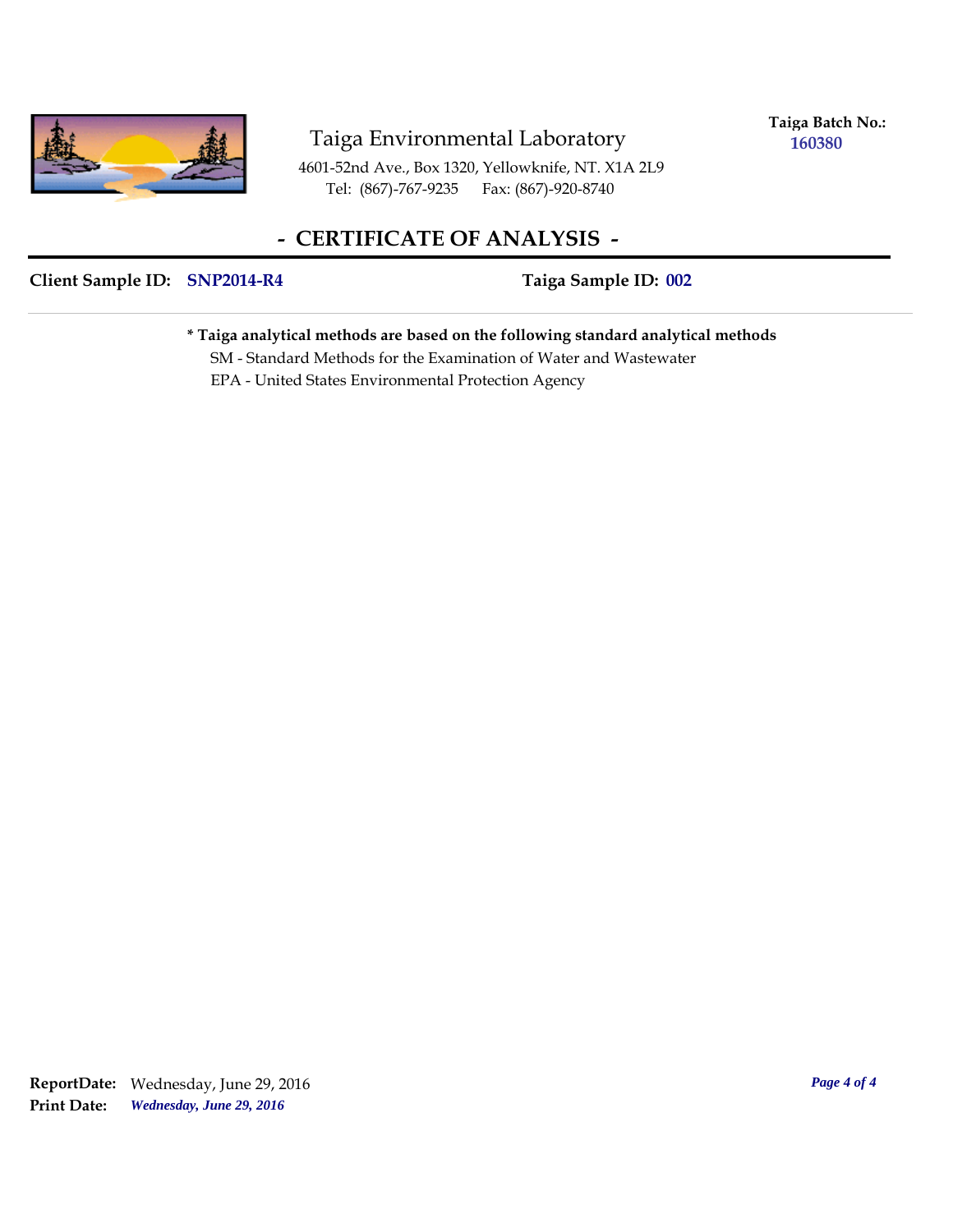Taiga Environmental Laboratory

4601-52nd Ave., Box 1320, Yellowknife, NT. X1A 2L9
Tel: (867)-767-9235 Fax: (867)-920-8740

**Taiga Batch No.:** 160380

# - CERTIFICATE OF ANALYSIS -

**Client Sample ID:** SNP2014-R4 **Taiga Sample ID:** 002

**\* Taiga analytical methods are based on the following standard analytical methods**

SM - Standard Methods for the Examination of Water and Wastewater

EPA - United States Environmental Protection Agency

**ReportDate:** Wednesday, June 29, 2016
**Print Date:** *Wednesday, June 29, 2016*